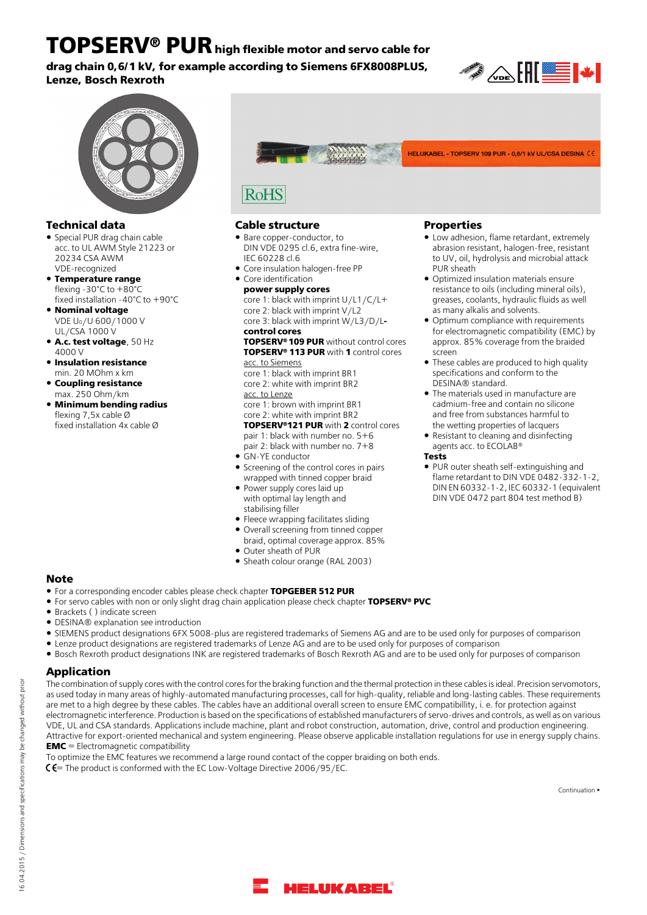# TOPSERV® PUR high flexible motor and servo cable for drag chain 0,6/1 kV, for example according to Siemens 6FX8008PLUS, Lenze, Bosch Rexroth

HELUKABEL - TOPSERV 109 PUR - 0,6/1 kV UL/CSA DESINA CE

RoHS

## Technical data

- Special PUR drag chain cable acc. to UL AWM Style 21223 or 20234 CSA AWM VDE-recognized
- **Temperature range**
  flexing -30°C to +80°C
  fixed installation -40°C to +90°C
- **Nominal voltage**
  VDE $U_0$/U 600/1000 V
  UL/CSA 1000 V
- **A.c. test voltage**, 50 Hz
  4000 V
- **Insulation resistance**
  min. 20 MOhm x km
- **Coupling resistance**
  max. 250 Ohm/km
- **Minimum bending radius**
  flexing 7,5x cable Ø
  fixed installation 4x cable Ø

## Cable structure

- Bare copper-conductor, to DIN VDE 0295 cl.6, extra fine-wire, IEC 60228 cl.6
- Core insulation halogen-free PP
- Core identification
  **power supply cores**
  core 1: black with imprint U/L1/C/L+
  core 2: black with imprint V/L2
  core 3: black with imprint W/L3/D/L-
  **control cores**
  **TOPSERV® 109 PUR** without control cores
  **TOPSERV® 113 PUR** with **1** control cores
  acc. to Siemens
  core 1: black with imprint BR1
  core 2: white with imprint BR2
  acc. to Lenze
  core 1: brown with imprint BR1
  core 2: white with imprint BR2
  **TOPSERV®121 PUR** with **2** control cores
  pair 1: black with number no. 5+6
  pair 2: black with number no. 7+8
- GN-YE conductor
- Screening of the control cores in pairs wrapped with tinned copper braid
- Power supply cores laid up with optimal lay length and stabilising filler
- Fleece wrapping facilitates sliding
- Overall screening from tinned copper braid, optimal coverage approx. 85%
- Outer sheath of PUR
- Sheath colour orange (RAL 2003)

## Properties

- Low adhesion, flame retardant, extremely abrasion resistant, halogen-free, resistant to UV, oil, hydrolysis and microbial attack PUR sheath
- Optimized insulation materials ensure resistance to oils (including mineral oils), greases, coolants, hydraulic fluids as well as many alkalis and solvents.
- Optimum compliance with requirements for electromagnetic compatibility (EMC) by approx. 85% coverage from the braided screen
- These cables are produced to high quality specifications and conform to the DESINA® standard.
- The materials used in manufacture are cadmium-free and contain no silicone and free from substances harmful to the wetting properties of lacquers
- Resistant to cleaning and disinfecting agents acc. to ECOLAB®

**Tests**

- PUR outer sheath self-extinguishing and flame retardant to DIN VDE 0482-332-1-2, DIN EN 60332-1-2, IEC 60332-1 (equivalent DIN VDE 0472 part 804 test method B)

## Note

- For a corresponding encoder cables please check chapter **TOPGEBER 512 PUR**
- For servo cables with non or only slight drag chain application please check chapter **TOPSERV® PVC**
- Brackets ( ) indicate screen
- DESINA® explanation see introduction
- SIEMENS product designations 6FX 5008-plus are registered trademarks of Siemens AG and are to be used only for purposes of comparison
- Lenze product designations are registered trademarks of Lenze AG and are to be used only for purposes of comparison
- Bosch Rexroth product designations INK are registered trademarks of Bosch Rexroth AG and are to be used only for purposes of comparison

## Application

The combination of supply cores with the control cores for the braking function and the thermal protection in these cables is ideal. Precision servomotors, as used today in many areas of highly-automated manufacturing processes, call for high-quality, reliable and long-lasting cables. These requirements are met to a high degree by these cables. The cables have an additional overall screen to ensure EMC compatibillity, i. e. for protection against electromagnetic interference. Production is based on the specifications of established manufacturers of servo-drives and controls, as well as on various VDE, UL and CSA standards. Applications include machine, plant and robot construction, automation, drive, control and production engineering. Attractive for export-oriented mechanical and system engineering. Please observe applicable installation regulations for use in energy supply chains.
**EMC** = Electromagnetic compatibillity

To optimize the EMC features we recommend a large round contact of the copper braiding on both ends.
CE = The product is conformed with the EC Low-Voltage Directive 2006/95/EC.

Continuation ▸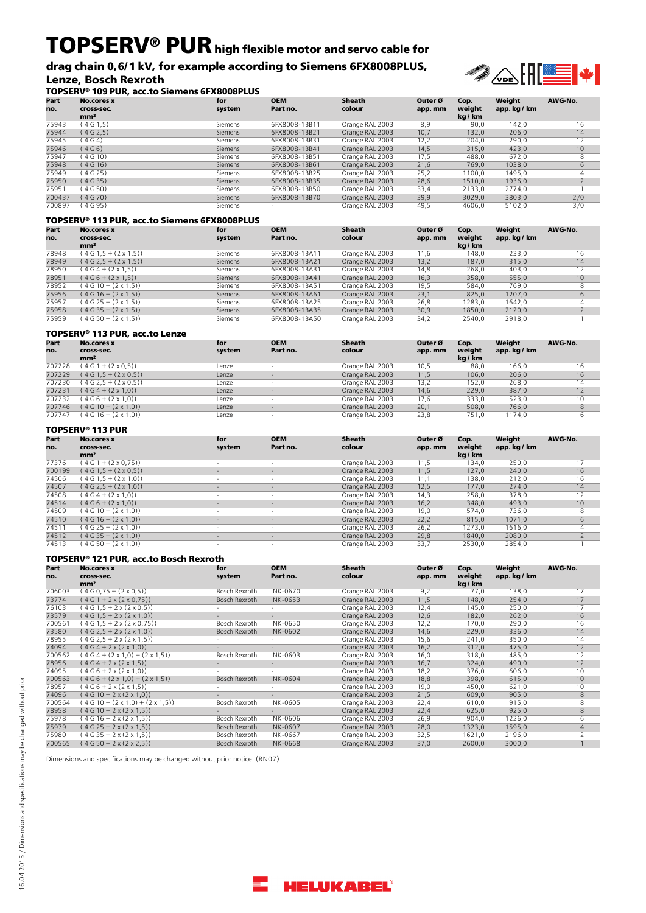# TOPSERV® PUR high flexible motor and servo cable for drag chain 0,6/1 kV, for example according to Siemens 6FX8008PLUS, Lenze, Bosch Rexroth

### TOPSERV® 109 PUR, acc.to Siemens 6FX8008PLUS

| Part no. | No.cores x cross-sec. mm² | for system | OEM Part no. | Sheath colour | Outer Ø app. mm | Cop. weight kg / km | Weight app. kg / km | AWG-No. |
|---|---|---|---|---|---|---|---|---|
| 75943 | ( 4 G 1,5 ) | Siemens | 6FX8008-1BB11 | Orange RAL 2003 | 8,9 | 90,0 | 142,0 | 16 |
| 75944 | ( 4 G 2,5 ) | Siemens | 6FX8008-1BB21 | Orange RAL 2003 | 10,7 | 132,0 | 206,0 | 14 |
| 75945 | ( 4 G 4 ) | Siemens | 6FX8008-1BB31 | Orange RAL 2003 | 12,2 | 204,0 | 290,0 | 12 |
| 75946 | ( 4 G 6 ) | Siemens | 6FX8008-1BB41 | Orange RAL 2003 | 14,5 | 315,0 | 423,0 | 10 |
| 75947 | ( 4 G 10 ) | Siemens | 6FX8008-1BB51 | Orange RAL 2003 | 17,5 | 488,0 | 672,0 | 8 |
| 75948 | ( 4 G 16 ) | Siemens | 6FX8008-1BB61 | Orange RAL 2003 | 21,6 | 769,0 | 1038,0 | 6 |
| 75949 | ( 4 G 25 ) | Siemens | 6FX8008-1BB25 | Orange RAL 2003 | 25,2 | 1100,0 | 1495,0 | 4 |
| 75950 | ( 4 G 35 ) | Siemens | 6FX8008-1BB35 | Orange RAL 2003 | 28,6 | 1510,0 | 1936,0 | 2 |
| 75951 | ( 4 G 50 ) | Siemens | 6FX8008-1BB50 | Orange RAL 2003 | 33,4 | 2133,0 | 2774,0 | 1 |
| 700437 | ( 4 G 70 ) | Siemens | 6FX8008-1BB70 | Orange RAL 2003 | 39,9 | 3029,0 | 3803,0 | 2/0 |
| 700897 | ( 4 G 95 ) | Siemens | - | Orange RAL 2003 | 49,5 | 4606,0 | 5102,0 | 3/0 |

### TOPSERV® 113 PUR, acc.to Siemens 6FX8008PLUS

| Part no. | No.cores x cross-sec. mm² | for system | OEM Part no. | Sheath colour | Outer Ø app. mm | Cop. weight kg / km | Weight app. kg / km | AWG-No. |
|---|---|---|---|---|---|---|---|---|
| 78948 | ( 4 G 1,5 + (2 x 1,5)) | Siemens | 6FX8008-1BA11 | Orange RAL 2003 | 11,6 | 148,0 | 233,0 | 16 |
| 78949 | ( 4 G 2,5 + (2 x 1,5)) | Siemens | 6FX8008-1BA21 | Orange RAL 2003 | 13,2 | 187,0 | 315,0 | 14 |
| 78950 | ( 4 G 4 + (2 x 1,5)) | Siemens | 6FX8008-1BA31 | Orange RAL 2003 | 14,8 | 268,0 | 403,0 | 12 |
| 78951 | ( 4 G 6 + (2 x 1,5)) | Siemens | 6FX8008-1BA41 | Orange RAL 2003 | 16,3 | 358,0 | 555,0 | 10 |
| 78952 | ( 4 G 10 + (2 x 1,5)) | Siemens | 6FX8008-1BA51 | Orange RAL 2003 | 19,5 | 584,0 | 769,0 | 8 |
| 75956 | ( 4 G 16 + (2 x 1,5)) | Siemens | 6FX8008-1BA61 | Orange RAL 2003 | 23,1 | 825,0 | 1207,0 | 6 |
| 75957 | ( 4 G 25 + (2 x 1,5)) | Siemens | 6FX8008-1BA25 | Orange RAL 2003 | 26,8 | 1283,0 | 1642,0 | 4 |
| 75958 | ( 4 G 35 + (2 x 1,5)) | Siemens | 6FX8008-1BA35 | Orange RAL 2003 | 30,9 | 1850,0 | 2120,0 | 2 |
| 75959 | ( 4 G 50 + (2 x 1,5)) | Siemens | 6FX8008-1BA50 | Orange RAL 2003 | 34,2 | 2540,0 | 2918,0 | 1 |

### TOPSERV® 113 PUR, acc.to Lenze

| Part no. | No.cores x cross-sec. mm² | for system | OEM Part no. | Sheath colour | Outer Ø app. mm | Cop. weight kg / km | Weight app. kg / km | AWG-No. |
|---|---|---|---|---|---|---|---|---|
| 707228 | ( 4 G 1 + (2 x 0,5)) | Lenze | - | Orange RAL 2003 | 10,5 | 88,0 | 166,0 | 16 |
| 707229 | ( 4 G 1,5 + (2 x 0,5)) | Lenze | - | Orange RAL 2003 | 11,5 | 106,0 | 206,0 | 16 |
| 707230 | ( 4 G 2,5 + (2 x 0,5)) | Lenze | - | Orange RAL 2003 | 13,2 | 152,0 | 268,0 | 14 |
| 707231 | ( 4 G 4 + (2 x 1,0)) | Lenze | - | Orange RAL 2003 | 14,6 | 229,0 | 387,0 | 12 |
| 707232 | ( 4 G 6 + (2 x 1,0)) | Lenze | - | Orange RAL 2003 | 17,6 | 333,0 | 523,0 | 10 |
| 707746 | ( 4 G 10 + (2 x 1,0)) | Lenze | - | Orange RAL 2003 | 20,1 | 508,0 | 766,0 | 8 |
| 707747 | ( 4 G 16 + (2 x 1,0)) | Lenze | - | Orange RAL 2003 | 23,8 | 751,0 | 1174,0 | 6 |

### TOPSERV® 113 PUR

| Part no. | No.cores x cross-sec. mm² | for system | OEM Part no. | Sheath colour | Outer Ø app. mm | Cop. weight kg / km | Weight app. kg / km | AWG-No. |
|---|---|---|---|---|---|---|---|---|
| 77376 | ( 4 G 1 + (2 x 0,75)) | - | - | Orange RAL 2003 | 11,5 | 134,0 | 250,0 | 17 |
| 700199 | ( 4 G 1,5 + (2 x 0,5)) | - | - | Orange RAL 2003 | 11,5 | 127,0 | 240,0 | 16 |
| 74506 | ( 4 G 1,5 + (2 x 1,0)) | - | - | Orange RAL 2003 | 11,1 | 138,0 | 212,0 | 16 |
| 74507 | ( 4 G 2,5 + (2 x 1,0)) | - | - | Orange RAL 2003 | 12,5 | 177,0 | 274,0 | 14 |
| 74508 | ( 4 G 4 + (2 x 1,0)) | - | - | Orange RAL 2003 | 14,3 | 258,0 | 378,0 | 12 |
| 74514 | ( 4 G 6 + (2 x 1,0)) | - | - | Orange RAL 2003 | 16,2 | 348,0 | 493,0 | 10 |
| 74509 | ( 4 G 10 + (2 x 1,0)) | - | - | Orange RAL 2003 | 19,0 | 574,0 | 736,0 | 8 |
| 74510 | ( 4 G 16 + (2 x 1,0)) | - | - | Orange RAL 2003 | 22,2 | 815,0 | 1071,0 | 6 |
| 74511 | ( 4 G 25 + (2 x 1,0)) | - | - | Orange RAL 2003 | 26,2 | 1273,0 | 1616,0 | 4 |
| 74512 | ( 4 G 35 + (2 x 1,0)) | - | - | Orange RAL 2003 | 29,8 | 1840,0 | 2080,0 | 2 |
| 74513 | ( 4 G 50 + (2 x 1,0)) | - | - | Orange RAL 2003 | 33,7 | 2530,0 | 2854,0 | 1 |

### TOPSERV® 121 PUR, acc.to Bosch Rexroth

| Part no. | No.cores x cross-sec. mm² | for system | OEM Part no. | Sheath colour | Outer Ø app. mm | Cop. weight kg / km | Weight app. kg / km | AWG-No. |
|---|---|---|---|---|---|---|---|---|
| 706003 | ( 4 G 0,75 + (2 x 0,5)) | Bosch Rexroth | INK-0670 | Orange RAL 2003 | 9,2 | 77,0 | 138,0 | 17 |
| 73774 | ( 4 G 1 + 2 x (2 x 0,75)) | Bosch Rexroth | INK-0653 | Orange RAL 2003 | 11,5 | 148,0 | 254,0 | 17 |
| 76103 | ( 4 G 1,5 + 2 x (2 x 0,5)) | - | - | Orange RAL 2003 | 12,4 | 145,0 | 250,0 | 17 |
| 73579 | ( 4 G 1,5 + 2 x (2 x 1,0)) | - | - | Orange RAL 2003 | 12,6 | 182,0 | 262,0 | 16 |
| 700561 | ( 4 G 1,5 + 2 x (2 x 0,75)) | Bosch Rexroth | INK-0650 | Orange RAL 2003 | 12,2 | 170,0 | 290,0 | 16 |
| 73580 | ( 4 G 2,5 + 2 x (2 x 1,0)) | Bosch Rexroth | INK-0602 | Orange RAL 2003 | 14,6 | 229,0 | 336,0 | 14 |
| 78955 | ( 4 G 2,5 + 2 x (2 x 1,5)) | - | - | Orange RAL 2003 | 15,6 | 241,0 | 350,0 | 14 |
| 74094 | ( 4 G 4 + 2 x (2 x 1,0)) | - | - | Orange RAL 2003 | 16,2 | 312,0 | 475,0 | 12 |
| 700562 | ( 4 G 4 + (2 x 1,0) + (2 x 1,5)) | Bosch Rexroth | INK-0603 | Orange RAL 2003 | 16,0 | 318,0 | 485,0 | 12 |
| 78956 | ( 4 G 4 + 2 x (2 x 1,5)) | - | - | Orange RAL 2003 | 16,7 | 324,0 | 490,0 | 12 |
| 74095 | ( 4 G 6 + 2 x (2 x 1,0)) | - | - | Orange RAL 2003 | 18,2 | 376,0 | 606,0 | 10 |
| 700563 | ( 4 G 6 + (2 x 1,0) + (2 x 1,5)) | Bosch Rexroth | INK-0604 | Orange RAL 2003 | 18,8 | 398,0 | 615,0 | 10 |
| 78957 | ( 4 G 6 + 2 x (2 x 1,5)) | - | - | Orange RAL 2003 | 19,0 | 450,0 | 621,0 | 10 |
| 74096 | ( 4 G 10 + 2 x (2 x 1,0)) | - | - | Orange RAL 2003 | 21,5 | 609,0 | 905,0 | 8 |
| 700564 | ( 4 G 10 + (2 x 1,0) + (2 x 1,5)) | Bosch Rexroth | INK-0605 | Orange RAL 2003 | 22,4 | 610,0 | 915,0 | 8 |
| 78958 | ( 4 G 10 + 2 x (2 x 1,5)) | - | - | Orange RAL 2003 | 22,4 | 625,0 | 925,0 | 8 |
| 75978 | ( 4 G 16 + 2 x (2 x 1,5)) | Bosch Rexroth | INK-0606 | Orange RAL 2003 | 26,9 | 904,0 | 1226,0 | 6 |
| 75979 | ( 4 G 25 + 2 x (2 x 1,5)) | Bosch Rexroth | INK-0607 | Orange RAL 2003 | 28,0 | 1323,0 | 1595,0 | 4 |
| 75980 | ( 4 G 35 + 2 x (2 x 1,5)) | Bosch Rexroth | INK-0667 | Orange RAL 2003 | 32,5 | 1621,0 | 2196,0 | 2 |
| 700565 | ( 4 G 50 + 2 x (2 x 2,5)) | Bosch Rexroth | INK-0668 | Orange RAL 2003 | 37,0 | 2600,0 | 3000,0 | 1 |

Dimensions and specifications may be changed without prior notice. (RN07)